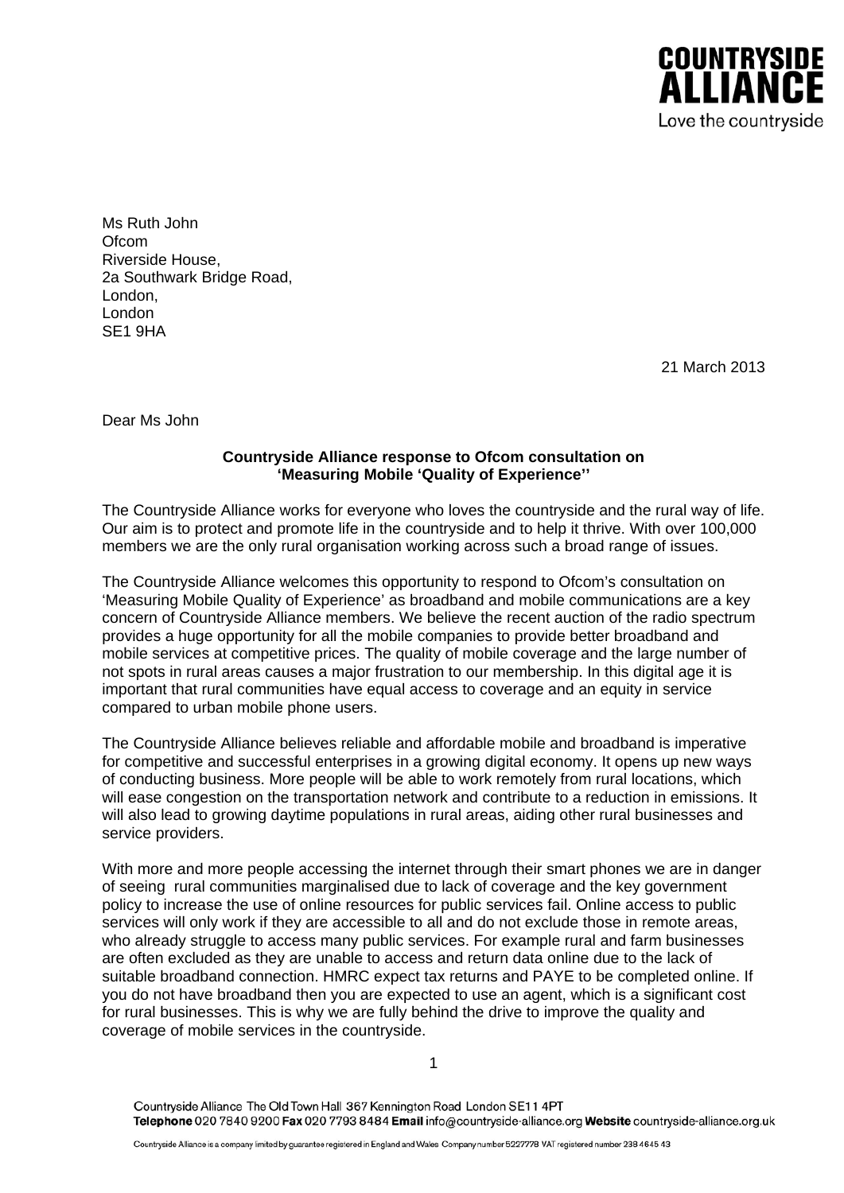**COUNTRYSIDE ALLIANCE**
Love the countryside

Ms Ruth John
Ofcom
Riverside House,
2a Southwark Bridge Road,
London,
London
SE1 9HA

21 March 2013

Dear Ms John

**Countryside Alliance response to Ofcom consultation on ‘Measuring Mobile ‘Quality of Experience’’**

The Countryside Alliance works for everyone who loves the countryside and the rural way of life. Our aim is to protect and promote life in the countryside and to help it thrive. With over 100,000 members we are the only rural organisation working across such a broad range of issues.

The Countryside Alliance welcomes this opportunity to respond to Ofcom’s consultation on ‘Measuring Mobile Quality of Experience’ as broadband and mobile communications are a key concern of Countryside Alliance members. We believe the recent auction of the radio spectrum provides a huge opportunity for all the mobile companies to provide better broadband and mobile services at competitive prices. The quality of mobile coverage and the large number of not spots in rural areas causes a major frustration to our membership. In this digital age it is important that rural communities have equal access to coverage and an equity in service compared to urban mobile phone users.

The Countryside Alliance believes reliable and affordable mobile and broadband is imperative for competitive and successful enterprises in a growing digital economy. It opens up new ways of conducting business. More people will be able to work remotely from rural locations, which will ease congestion on the transportation network and contribute to a reduction in emissions. It will also lead to growing daytime populations in rural areas, aiding other rural businesses and service providers.

With more and more people accessing the internet through their smart phones we are in danger of seeing rural communities marginalised due to lack of coverage and the key government policy to increase the use of online resources for public services fail. Online access to public services will only work if they are accessible to all and do not exclude those in remote areas, who already struggle to access many public services. For example rural and farm businesses are often excluded as they are unable to access and return data online due to the lack of suitable broadband connection. HMRC expect tax returns and PAYE to be completed online. If you do not have broadband then you are expected to use an agent, which is a significant cost for rural businesses. This is why we are fully behind the drive to improve the quality and coverage of mobile services in the countryside.

Countryside Alliance The Old Town Hall 367 Kennington Road London SE11 4PT
**Telephone** 020 7840 9200 **Fax** 020 7793 8484 **Email** info@countryside-alliance.org **Website** countryside-alliance.org.uk

Countryside Alliance is a company limited by guarantee registered in England and Wales Company number 5227778 VAT registered number 238 4645 43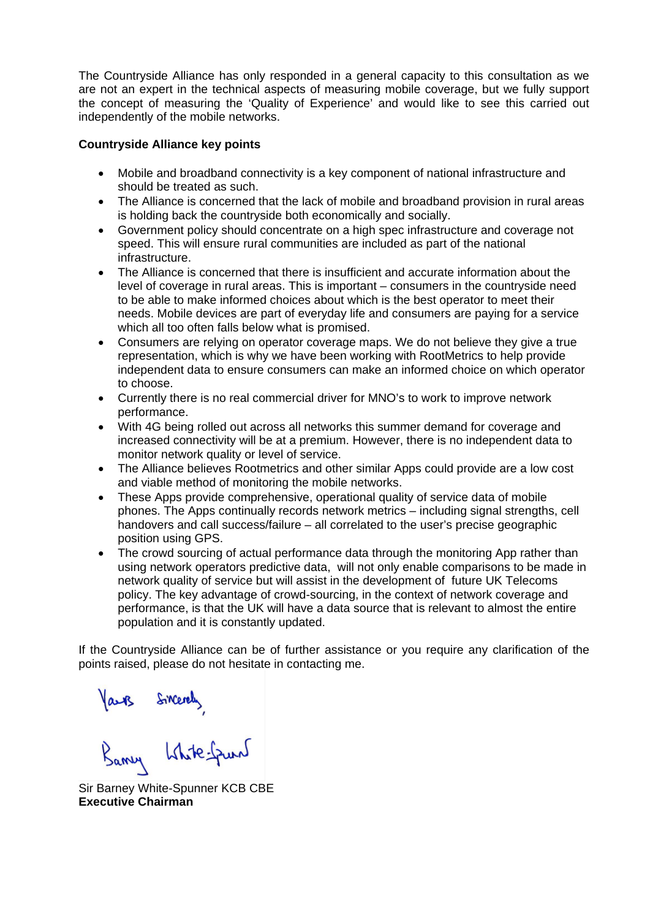The Countryside Alliance has only responded in a general capacity to this consultation as we are not an expert in the technical aspects of measuring mobile coverage, but we fully support the concept of measuring the 'Quality of Experience' and would like to see this carried out independently of the mobile networks.

**Countryside Alliance key points**

- Mobile and broadband connectivity is a key component of national infrastructure and should be treated as such.
- The Alliance is concerned that the lack of mobile and broadband provision in rural areas is holding back the countryside both economically and socially.
- Government policy should concentrate on a high spec infrastructure and coverage not speed. This will ensure rural communities are included as part of the national infrastructure.
- The Alliance is concerned that there is insufficient and accurate information about the level of coverage in rural areas. This is important – consumers in the countryside need to be able to make informed choices about which is the best operator to meet their needs. Mobile devices are part of everyday life and consumers are paying for a service which all too often falls below what is promised.
- Consumers are relying on operator coverage maps. We do not believe they give a true representation, which is why we have been working with RootMetrics to help provide independent data to ensure consumers can make an informed choice on which operator to choose.
- Currently there is no real commercial driver for MNO's to work to improve network performance.
- With 4G being rolled out across all networks this summer demand for coverage and increased connectivity will be at a premium. However, there is no independent data to monitor network quality or level of service.
- The Alliance believes Rootmetrics and other similar Apps could provide are a low cost and viable method of monitoring the mobile networks.
- These Apps provide comprehensive, operational quality of service data of mobile phones. The Apps continually records network metrics – including signal strengths, cell handovers and call success/failure – all correlated to the user's precise geographic position using GPS.
- The crowd sourcing of actual performance data through the monitoring App rather than using network operators predictive data, will not only enable comparisons to be made in network quality of service but will assist in the development of future UK Telecoms policy. The key advantage of crowd-sourcing, in the context of network coverage and performance, is that the UK will have a data source that is relevant to almost the entire population and it is constantly updated.

If the Countryside Alliance can be of further assistance or you require any clarification of the points raised, please do not hesitate in contacting me.

Yours sincerely,

Barney White-Spunner

Sir Barney White-Spunner KCB CBE
**Executive Chairman**